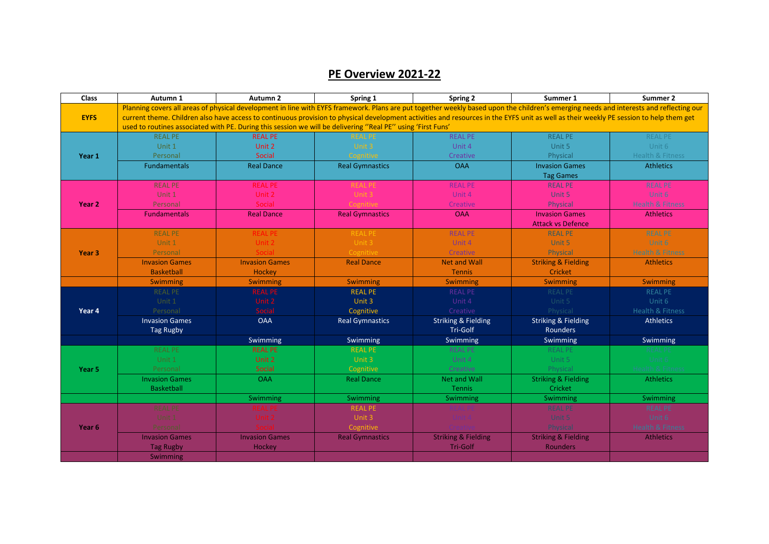# PE Overview 2021-22

| Class | Autumn 1 | Autumn 2 | Spring 1 | Spring 2 | Summer 1 | Summer 2 |
|---|---|---|---|---|---|---|
| EYFS | Planning covers all areas of physical development in line with EYFS framework. Plans are put together weekly based upon the children's emerging needs and interests and reflecting our current theme. Children also have access to continuous provision to physical development activities and resources in the EYFS unit as well as their weekly PE session to help them get used to routines associated with PE. During this session we will be delivering ''Real PE'' using 'First Funs' | | | | | |
| Year 1 | REAL PE Unit 1 Personal | REAL PE Unit 2 Social | REAL PE Unit 3 Cognitive | REAL PE Unit 4 Creative | REAL PE Unit 5 Physical | REAL PE Unit 6 Health & Fitness |
| | Fundamentals | Real Dance | Real Gymnastics | OAA | Invasion Games Tag Games | Athletics |
| Year 2 | REAL PE Unit 1 Personal | REAL PE Unit 2 Social | REAL PE Unit 3 Cognitive | REAL PE Unit 4 Creative | REAL PE Unit 5 Physical | REAL PE Unit 6 Health & Fitness |
| | Fundamentals | Real Dance | Real Gymnastics | OAA | Invasion Games Attack vs Defence | Athletics |
| Year 3 | REAL PE Unit 1 Personal | REAL PE Unit 2 Social | REAL PE Unit 3 Cognitive | REAL PE Unit 4 Creative | REAL PE Unit 5 Physical | REAL PE Unit 6 Health & Fitness |
| | Invasion Games Basketball | Invasion Games Hockey | Real Dance | Net and Wall Tennis | Striking & Fielding Cricket | Athletics |
| | Swimming | Swimming | Swimming | Swimming | Swimming | Swimming |
| Year 4 | REAL PE Unit 1 Personal | REAL PE Unit 2 Social | REAL PE Unit 3 Cognitive | REAL PE Unit 4 Creative | REAL PE Unit 5 Physical | REAL PE Unit 6 Health & Fitness |
| | Invasion Games Tag Rugby | OAA | Real Gymnastics | Striking & Fielding Tri-Golf | Striking & Fielding Rounders | Athletics |
| | | Swimming | Swimming | Swimming | Swimming | Swimming |
| Year 5 | REAL PE Unit 1 Personal | REAL PE Unit 2 Social | REAL PE Unit 3 Cognitive | REAL PE Unit 4 Creative | REAL PE Unit 5 Physical | REAL PE Unit 6 Health & Fitness |
| | Invasion Games Basketball | OAA | Real Dance | Net and Wall Tennis | Striking & Fielding Cricket | Athletics |
| | | Swimming | Swimming | Swimming | Swimming | Swimming |
| Year 6 | REAL PE Unit 1 Personal | REAL PE Unit 2 Social | REAL PE Unit 3 Cognitive | REAL PE Unit 4 Creative | REAL PE Unit 5 Physical | REAL PE Unit 6 Health & Fitness |
| | Invasion Games Tag Rugby | Invasion Games Hockey | Real Gymnastics | Striking & Fielding Tri-Golf | Striking & Fielding Rounders | Athletics |
| | Swimming | | | | | |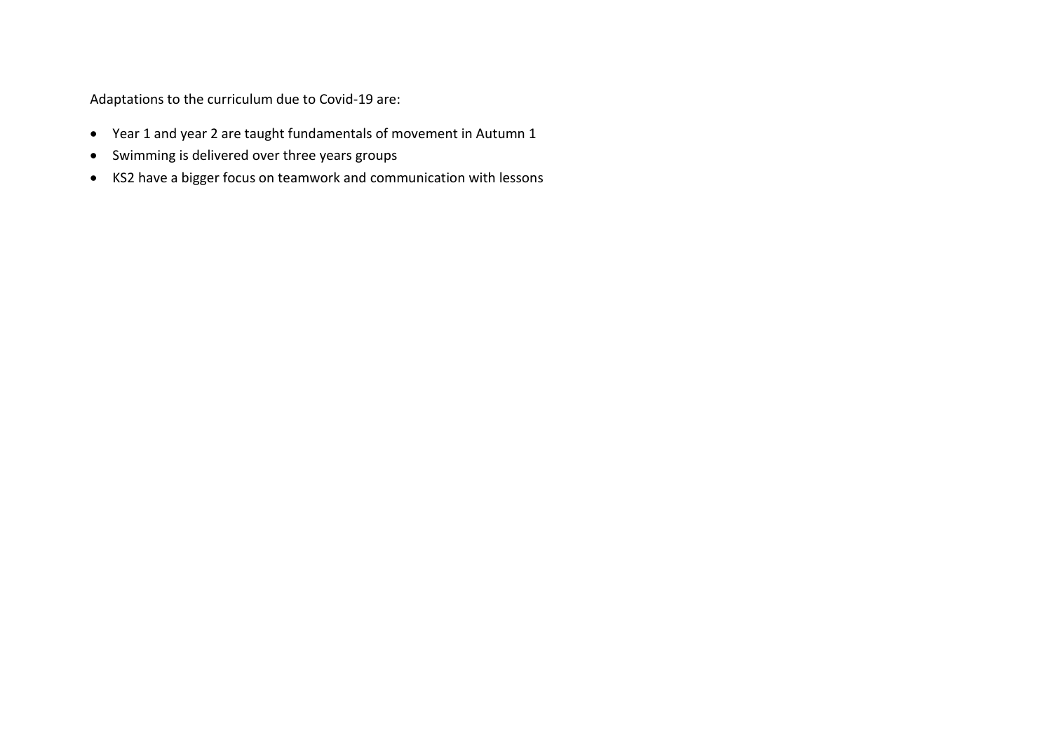Adaptations to the curriculum due to Covid-19 are:

- Year 1 and year 2 are taught fundamentals of movement in Autumn 1
- Swimming is delivered over three years groups
- KS2 have a bigger focus on teamwork and communication with lessons